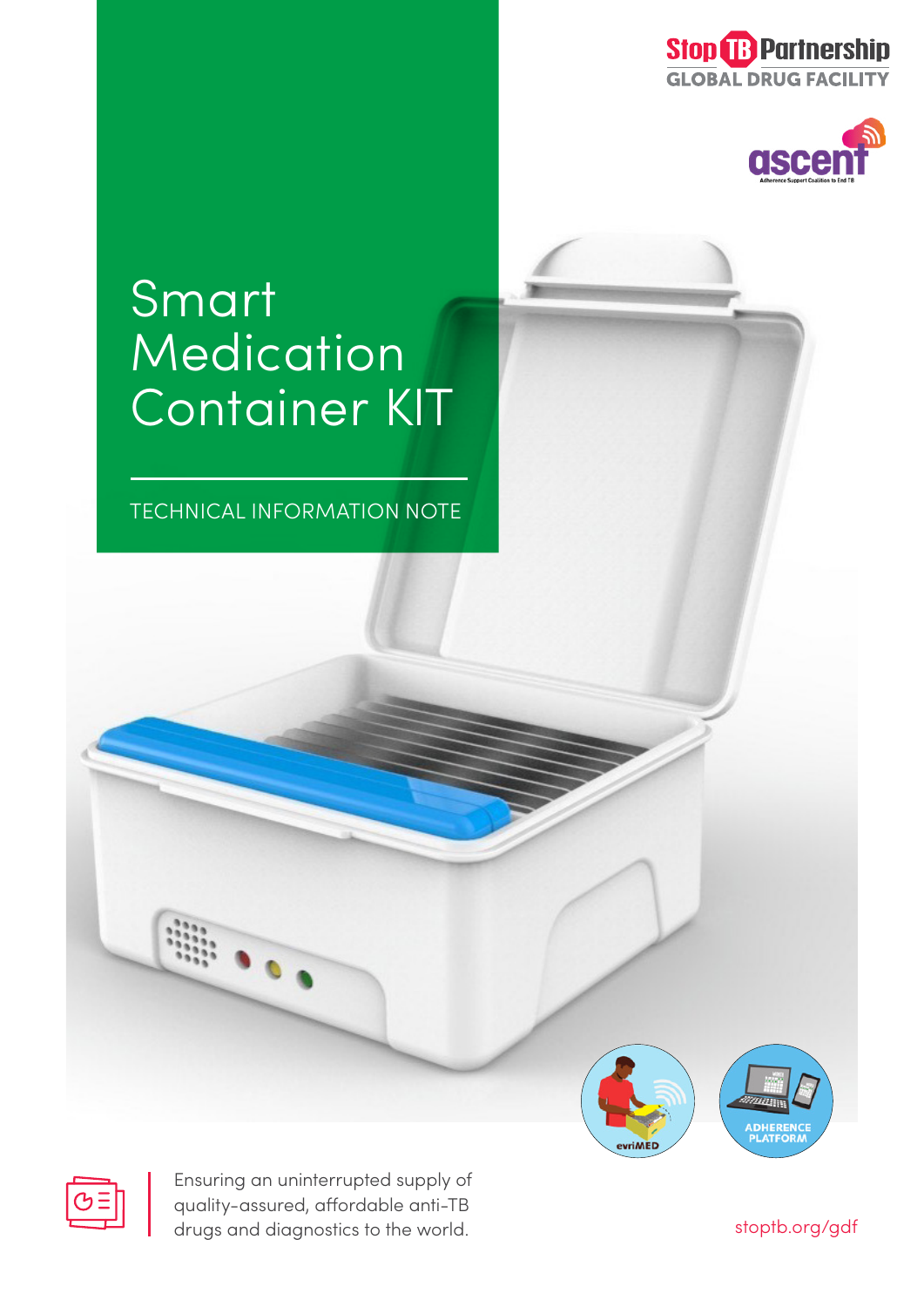Stop TB Partnership
GLOBAL DRUG FACILITY

ascent

Adherence Support Coalition to End TB

# Smart Medication Container KIT

TECHNICAL INFORMATION NOTE

evriMED

ADHERENCE PLATFORM

Ensuring an uninterrupted supply of quality-assured, affordable anti-TB drugs and diagnostics to the world.

stoptb.org/gdf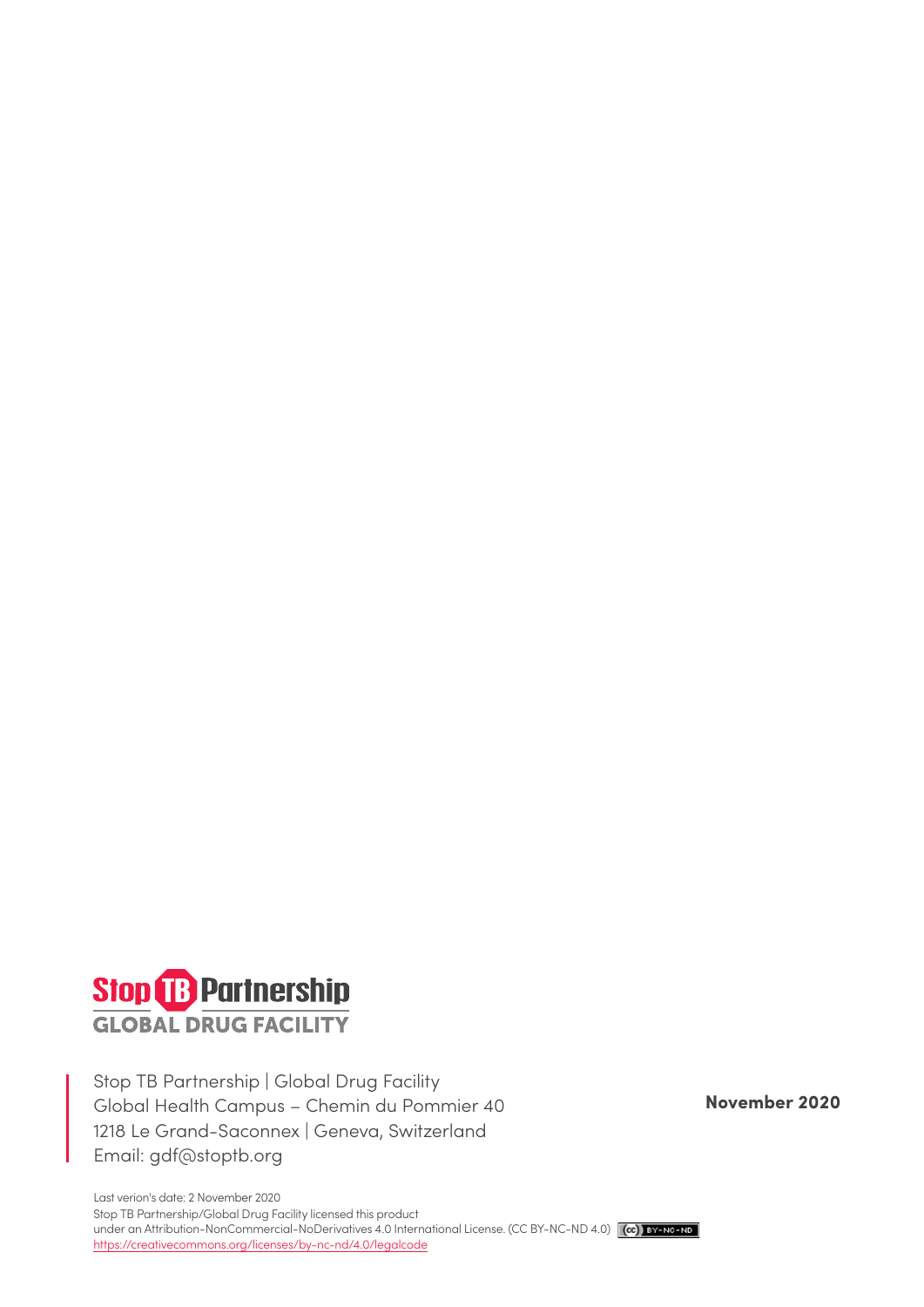Stop TB Partnership
GLOBAL DRUG FACILITY

Stop TB Partnership | Global Drug Facility
Global Health Campus – Chemin du Pommier 40
1218 Le Grand-Saconnex | Geneva, Switzerland
Email: gdf@stoptb.org

**November 2020**

Last verion's date: 2 November 2020
Stop TB Partnership/Global Drug Facility licensed this product
under an Attribution-NonCommercial-NoDerivatives 4.0 International License. (CC BY-NC-ND 4.0)
https://creativecommons.org/licenses/by-nc-nd/4.0/legalcode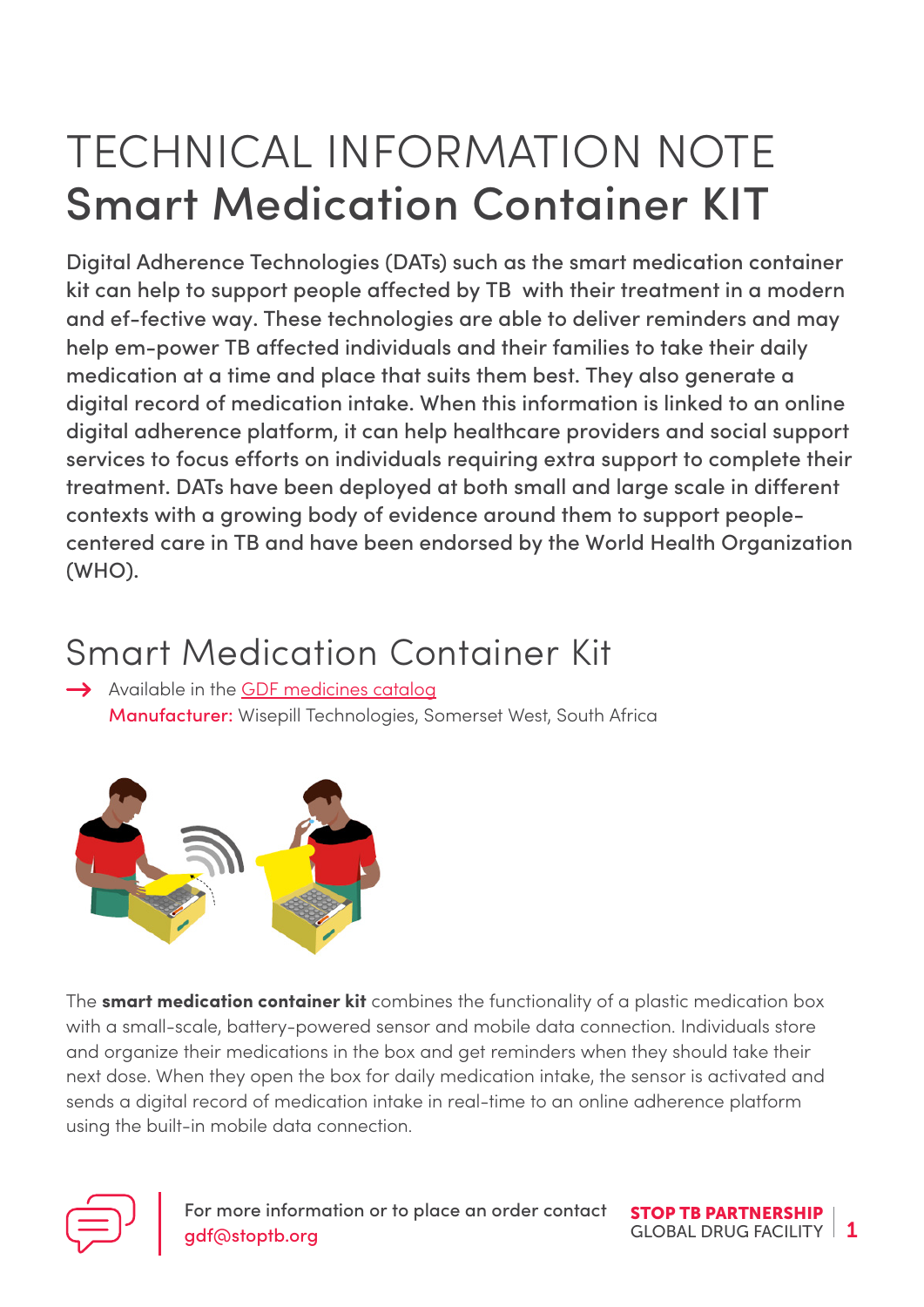# TECHNICAL INFORMATION NOTE
# Smart Medication Container KIT

Digital Adherence Technologies (DATs) such as the smart medication container kit can help to support people affected by TB with their treatment in a modern and ef-fective way. These technologies are able to deliver reminders and may help em-power TB affected individuals and their families to take their daily medication at a time and place that suits them best. They also generate a digital record of medication intake. When this information is linked to an online digital adherence platform, it can help healthcare providers and social support services to focus efforts on individuals requiring extra support to complete their treatment. DATs have been deployed at both small and large scale in different contexts with a growing body of evidence around them to support people-centered care in TB and have been endorsed by the World Health Organization (WHO).

## Smart Medication Container Kit

→ Available in the GDF medicines catalog

**Manufacturer:** Wisepill Technologies, Somerset West, South Africa

The **smart medication container kit** combines the functionality of a plastic medication box with a small-scale, battery-powered sensor and mobile data connection. Individuals store and organize their medications in the box and get reminders when they should take their next dose. When they open the box for daily medication intake, the sensor is activated and sends a digital record of medication intake in real-time to an online adherence platform using the built-in mobile data connection.

For more information or to place an order contact gdf@stoptb.org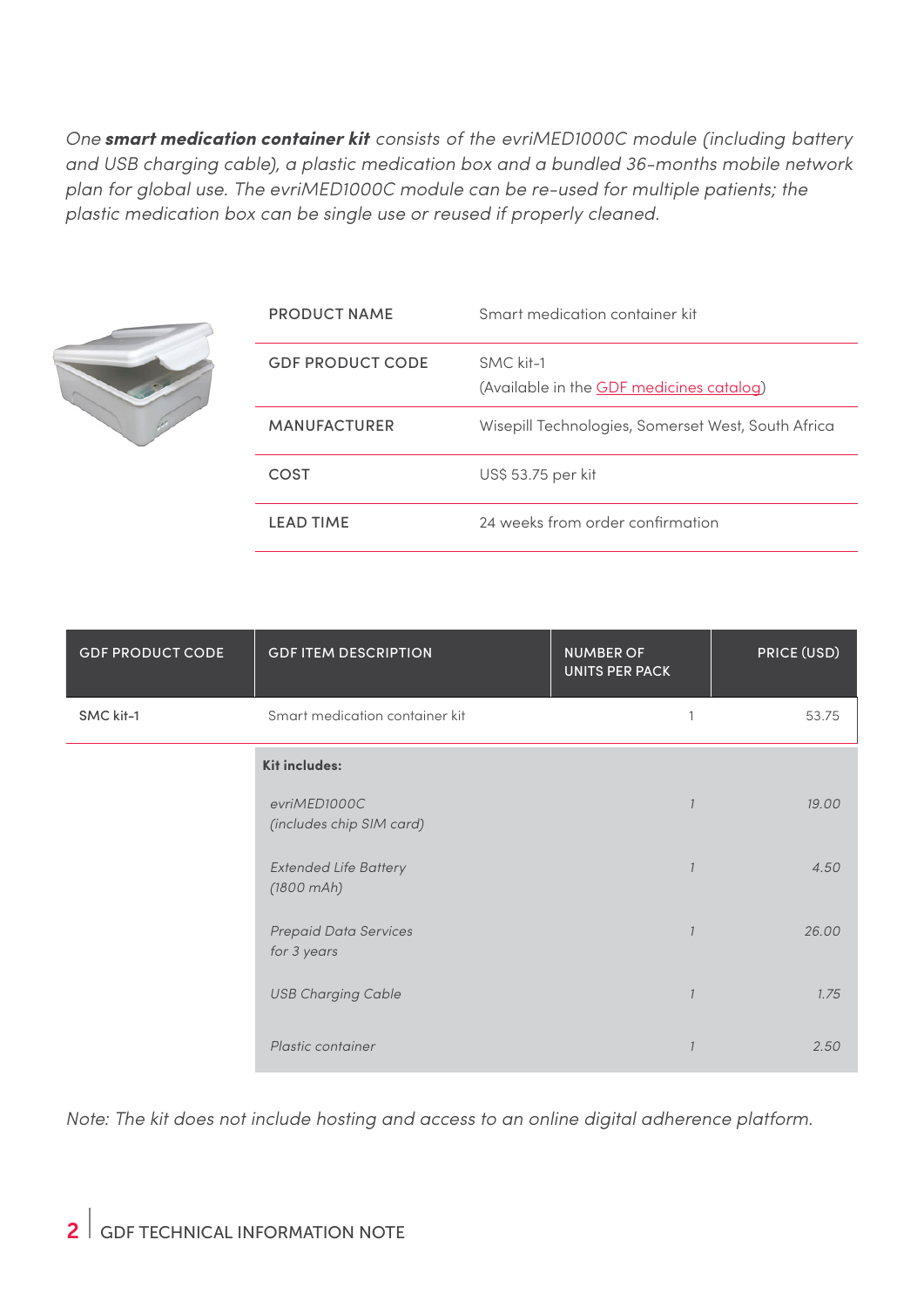*One **smart medication container kit** consists of the evriMED1000C module (including battery and USB charging cable), a plastic medication box and a bundled 36-months mobile network plan for global use. The evriMED1000C module can be re-used for multiple patients; the plastic medication box can be single use or reused if properly cleaned.*

| | |
|---|---|
| PRODUCT NAME | Smart medication container kit |
| GDF PRODUCT CODE | SMC kit-1<br>(Available in the GDF medicines catalog) |
| MANUFACTURER | Wisepill Technologies, Somerset West, South Africa |
| COST | US$ 53.75 per kit |
| LEAD TIME | 24 weeks from order confirmation |

| GDF PRODUCT CODE | GDF ITEM DESCRIPTION | NUMBER OF UNITS PER PACK | PRICE (USD) |
|---|---|---|---|
| SMC kit-1 | Smart medication container kit | 1 | 53.75 |
| | **Kit includes:** | | |
| | *evriMED1000C (includes chip SIM card)* | *1* | *19.00* |
| | *Extended Life Battery (1800 mAh)* | *1* | *4.50* |
| | *Prepaid Data Services for 3 years* | *1* | *26.00* |
| | *USB Charging Cable* | *1* | *1.75* |
| | *Plastic container* | *1* | *2.50* |

*Note: The kit does not include hosting and access to an online digital adherence platform.*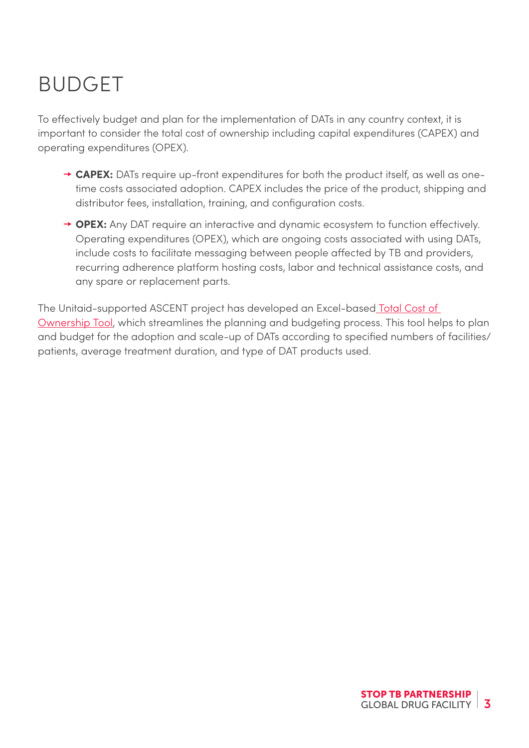# BUDGET

To effectively budget and plan for the implementation of DATs in any country context, it is important to consider the total cost of ownership including capital expenditures (CAPEX) and operating expenditures (OPEX).

- **CAPEX:** DATs require up-front expenditures for both the product itself, as well as one-time costs associated adoption. CAPEX includes the price of the product, shipping and distributor fees, installation, training, and configuration costs.
- **OPEX:** Any DAT require an interactive and dynamic ecosystem to function effectively. Operating expenditures (OPEX), which are ongoing costs associated with using DATs, include costs to facilitate messaging between people affected by TB and providers, recurring adherence platform hosting costs, labor and technical assistance costs, and any spare or replacement parts.

The Unitaid-supported ASCENT project has developed an Excel-based Total Cost of Ownership Tool, which streamlines the planning and budgeting process. This tool helps to plan and budget for the adoption and scale-up of DATs according to specified numbers of facilities/patients, average treatment duration, and type of DAT products used.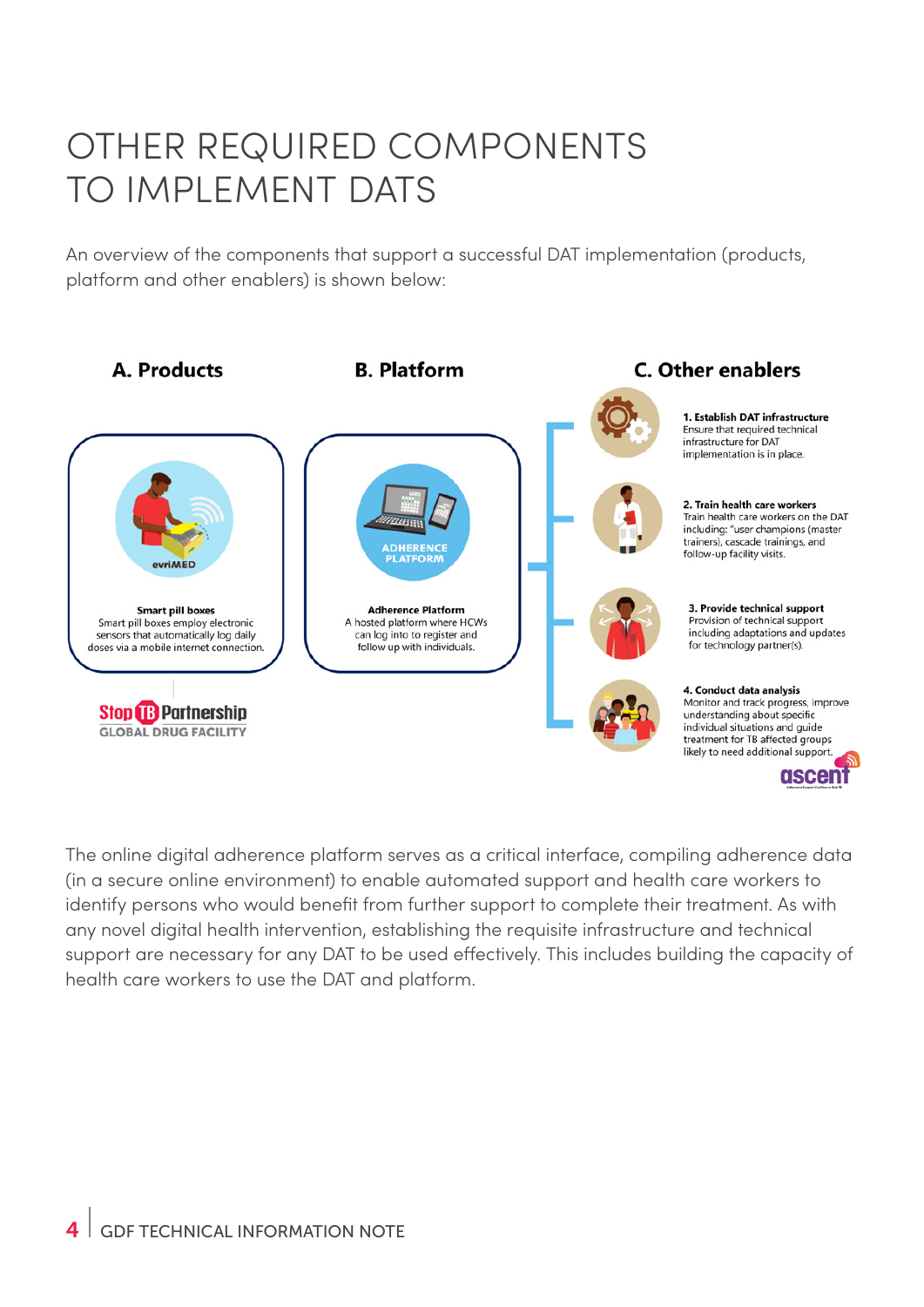# OTHER REQUIRED COMPONENTS TO IMPLEMENT DATS

An overview of the components that support a successful DAT implementation (products, platform and other enablers) is shown below:

### A. Products

evriMED

**Smart pill boxes**
Smart pill boxes employ electronic sensors that automatically log daily doses via a mobile internet connection.

Stop TB Partnership
GLOBAL DRUG FACILITY

### B. Platform

ADHERENCE PLATFORM

**Adherence Platform**
A hosted platform where HCWs can log into to register and follow up with individuals.

### C. Other enablers

**1. Establish DAT infrastructure**
Ensure that required technical infrastructure for DAT implementation is in place.

**2. Train health care workers**
Train health care workers on the DAT including: "user champions (master trainers), cascade trainings, and follow-up facility visits.

**3. Provide technical support**
Provision of technical support including adaptations and updates for technology partner(s).

**4. Conduct data analysis**
Monitor and track progress, improve understanding about specific individual situations and guide treatment for TB affected groups likely to need additional support.

ascent

The online digital adherence platform serves as a critical interface, compiling adherence data (in a secure online environment) to enable automated support and health care workers to identify persons who would benefit from further support to complete their treatment. As with any novel digital health intervention, establishing the requisite infrastructure and technical support are necessary for any DAT to be used effectively. This includes building the capacity of health care workers to use the DAT and platform.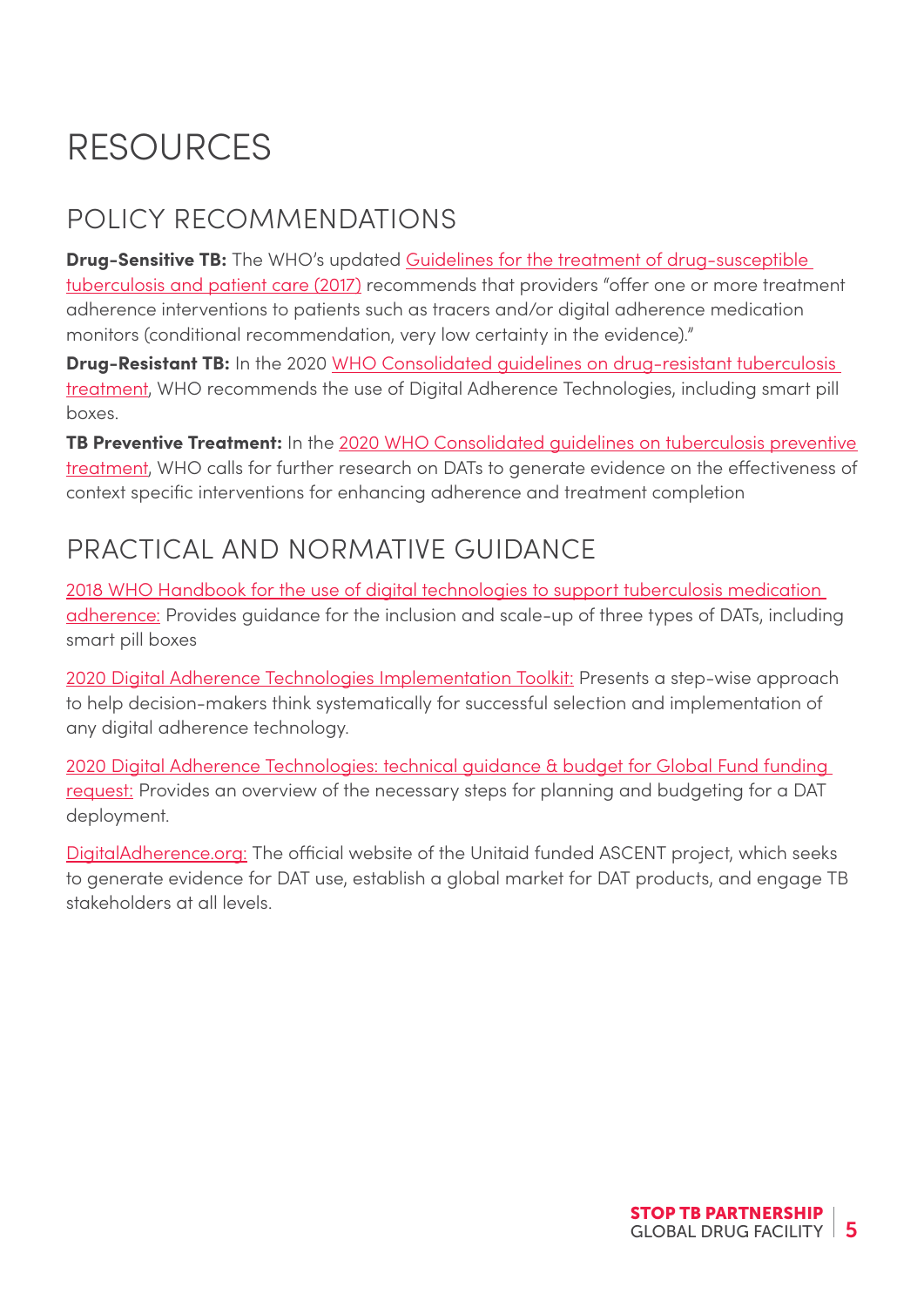# RESOURCES

## POLICY RECOMMENDATIONS

**Drug-Sensitive TB:** The WHO's updated Guidelines for the treatment of drug-susceptible tuberculosis and patient care (2017) recommends that providers "offer one or more treatment adherence interventions to patients such as tracers and/or digital adherence medication monitors (conditional recommendation, very low certainty in the evidence)."

**Drug-Resistant TB:** In the 2020 WHO Consolidated guidelines on drug-resistant tuberculosis treatment, WHO recommends the use of Digital Adherence Technologies, including smart pill boxes.

**TB Preventive Treatment:** In the 2020 WHO Consolidated guidelines on tuberculosis preventive treatment, WHO calls for further research on DATs to generate evidence on the effectiveness of context specific interventions for enhancing adherence and treatment completion

## PRACTICAL AND NORMATIVE GUIDANCE

2018 WHO Handbook for the use of digital technologies to support tuberculosis medication adherence: Provides guidance for the inclusion and scale-up of three types of DATs, including smart pill boxes

2020 Digital Adherence Technologies Implementation Toolkit: Presents a step-wise approach to help decision-makers think systematically for successful selection and implementation of any digital adherence technology.

2020 Digital Adherence Technologies: technical guidance & budget for Global Fund funding request: Provides an overview of the necessary steps for planning and budgeting for a DAT deployment.

DigitalAdherence.org: The official website of the Unitaid funded ASCENT project, which seeks to generate evidence for DAT use, establish a global market for DAT products, and engage TB stakeholders at all levels.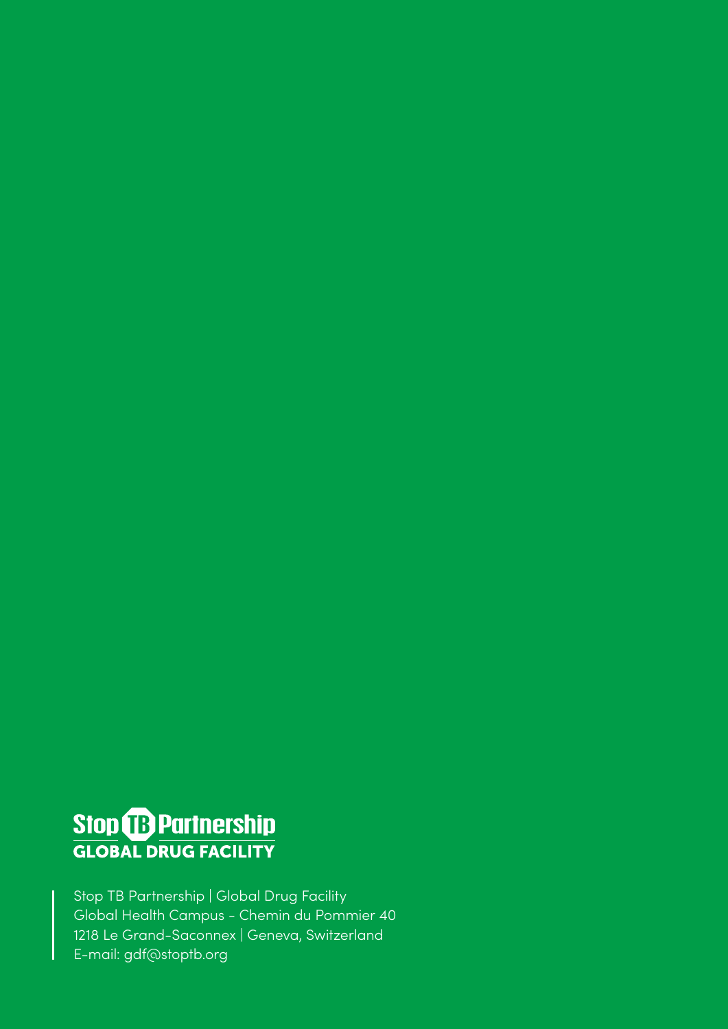Stop TB Partnership
GLOBAL DRUG FACILITY

Stop TB Partnership | Global Drug Facility
Global Health Campus - Chemin du Pommier 40
1218 Le Grand-Saconnex | Geneva, Switzerland
E-mail: gdf@stoptb.org